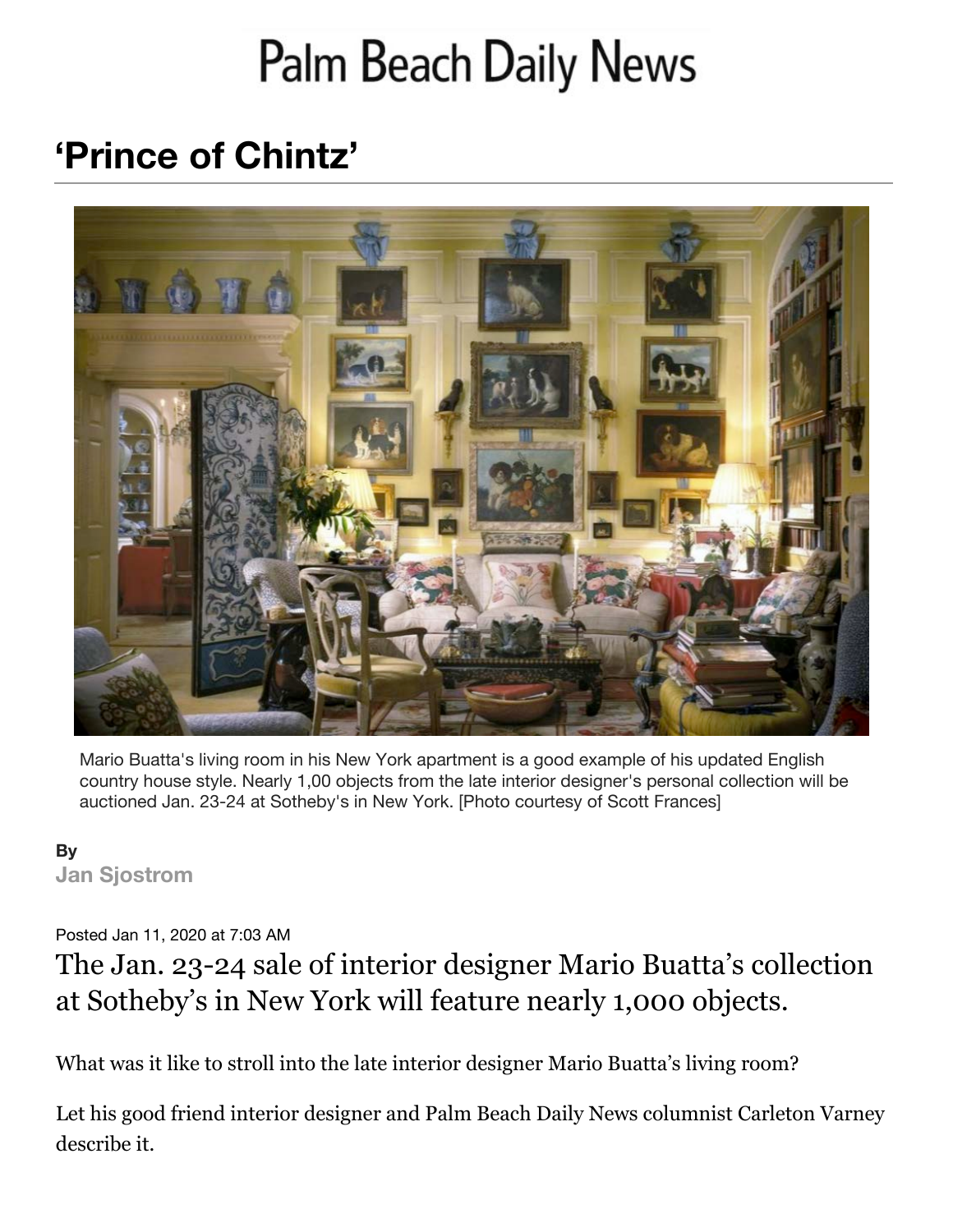# Palm Beach Daily News

## 'Prince of Chintz'

Mario Buatta's living room in his New York apartment is a good example of his updated English country house style. Nearly 1,00 objects from the late interior designer's personal collection will be auctioned Jan. 23-24 at Sotheby's in New York. [Photo courtesy of Scott Frances]

**By**
**Jan Sjostrom**

Posted Jan 11, 2020 at 7:03 AM

### The Jan. 23-24 sale of interior designer Mario Buatta's collection at Sotheby's in New York will feature nearly 1,000 objects.

What was it like to stroll into the late interior designer Mario Buatta's living room?

Let his good friend interior designer and Palm Beach Daily News columnist Carleton Varney describe it.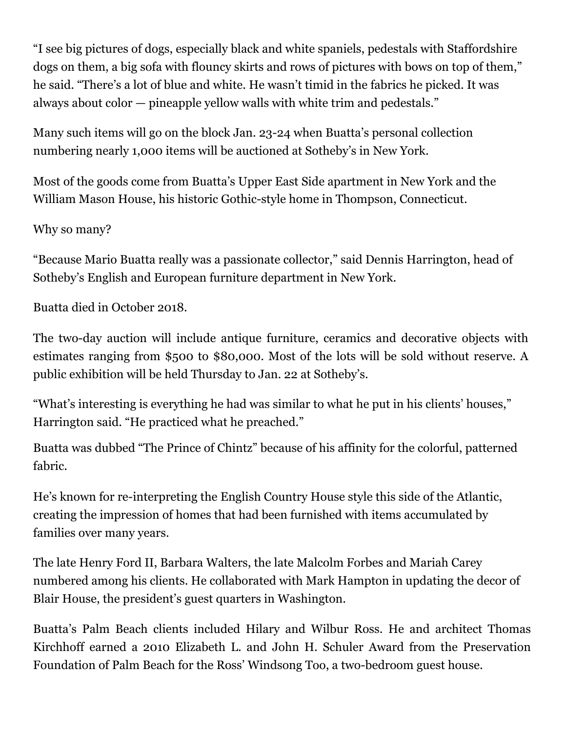"I see big pictures of dogs, especially black and white spaniels, pedestals with Staffordshire dogs on them, a big sofa with flouncy skirts and rows of pictures with bows on top of them," he said. "There's a lot of blue and white. He wasn't timid in the fabrics he picked. It was always about color — pineapple yellow walls with white trim and pedestals."

Many such items will go on the block Jan. 23-24 when Buatta's personal collection numbering nearly 1,000 items will be auctioned at Sotheby's in New York.

Most of the goods come from Buatta's Upper East Side apartment in New York and the William Mason House, his historic Gothic-style home in Thompson, Connecticut.

Why so many?

"Because Mario Buatta really was a passionate collector," said Dennis Harrington, head of Sotheby's English and European furniture department in New York.

Buatta died in October 2018.

The two-day auction will include antique furniture, ceramics and decorative objects with estimates ranging from $500 to $80,000. Most of the lots will be sold without reserve. A public exhibition will be held Thursday to Jan. 22 at Sotheby's.

"What's interesting is everything he had was similar to what he put in his clients' houses," Harrington said. "He practiced what he preached."

Buatta was dubbed "The Prince of Chintz" because of his affinity for the colorful, patterned fabric.

He's known for re-interpreting the English Country House style this side of the Atlantic, creating the impression of homes that had been furnished with items accumulated by families over many years.

The late Henry Ford II, Barbara Walters, the late Malcolm Forbes and Mariah Carey numbered among his clients. He collaborated with Mark Hampton in updating the decor of Blair House, the president's guest quarters in Washington.

Buatta's Palm Beach clients included Hilary and Wilbur Ross. He and architect Thomas Kirchhoff earned a 2010 Elizabeth L. and John H. Schuler Award from the Preservation Foundation of Palm Beach for the Ross' Windsong Too, a two-bedroom guest house.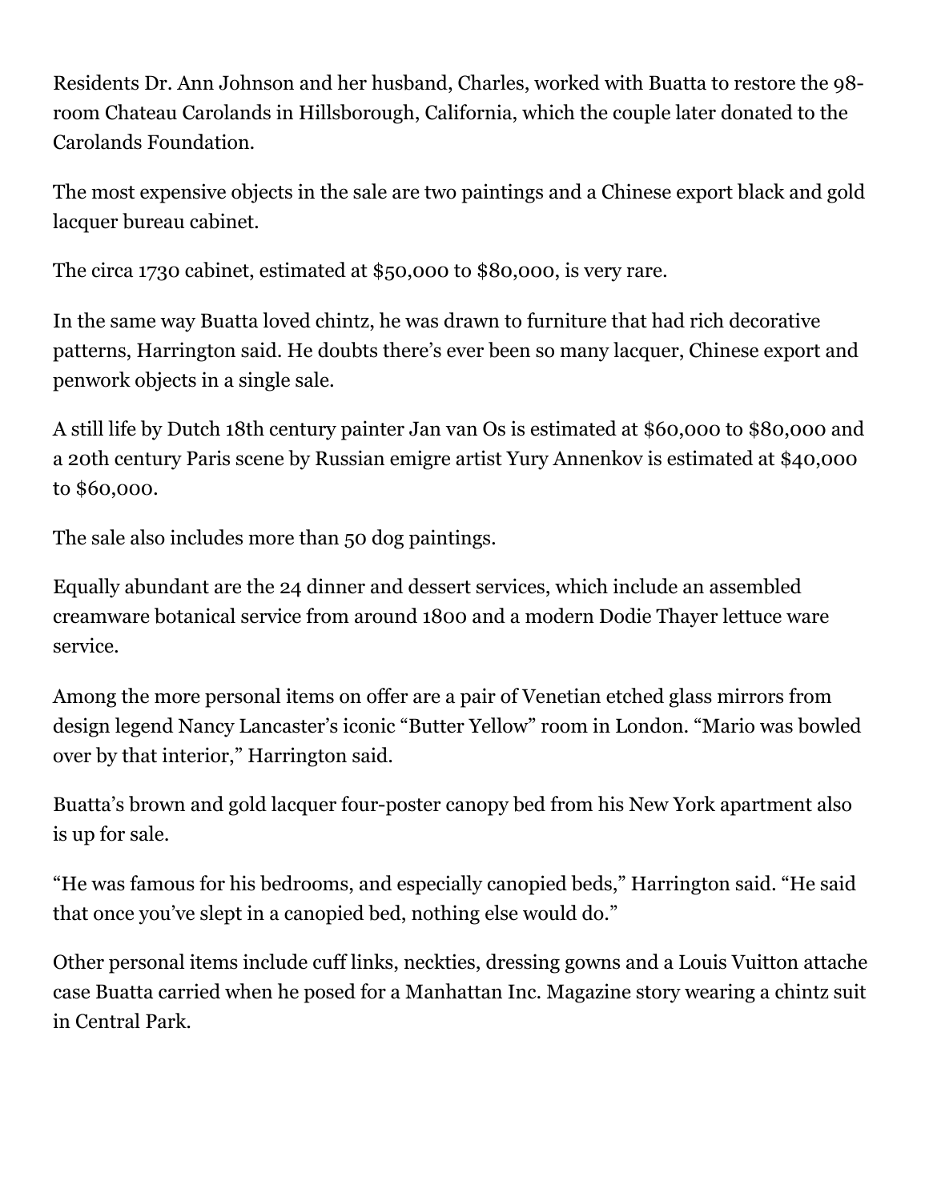Residents Dr. Ann Johnson and her husband, Charles, worked with Buatta to restore the 98-room Chateau Carolands in Hillsborough, California, which the couple later donated to the Carolands Foundation.

The most expensive objects in the sale are two paintings and a Chinese export black and gold lacquer bureau cabinet.

The circa 1730 cabinet, estimated at $50,000 to $80,000, is very rare.

In the same way Buatta loved chintz, he was drawn to furniture that had rich decorative patterns, Harrington said. He doubts there's ever been so many lacquer, Chinese export and penwork objects in a single sale.

A still life by Dutch 18th century painter Jan van Os is estimated at $60,000 to $80,000 and a 20th century Paris scene by Russian emigre artist Yury Annenkov is estimated at $40,000 to $60,000.

The sale also includes more than 50 dog paintings.

Equally abundant are the 24 dinner and dessert services, which include an assembled creamware botanical service from around 1800 and a modern Dodie Thayer lettuce ware service.

Among the more personal items on offer are a pair of Venetian etched glass mirrors from design legend Nancy Lancaster's iconic "Butter Yellow" room in London. "Mario was bowled over by that interior," Harrington said.

Buatta's brown and gold lacquer four-poster canopy bed from his New York apartment also is up for sale.

"He was famous for his bedrooms, and especially canopied beds," Harrington said. "He said that once you've slept in a canopied bed, nothing else would do."

Other personal items include cuff links, neckties, dressing gowns and a Louis Vuitton attache case Buatta carried when he posed for a Manhattan Inc. Magazine story wearing a chintz suit in Central Park.